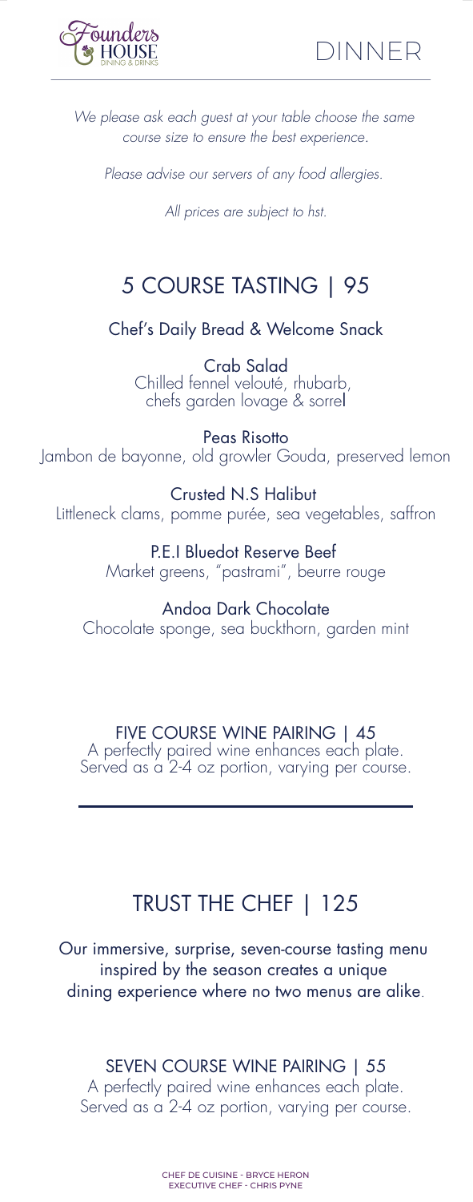Founders HOUSE DINING & DRINKS

# DINNER

*We please ask each guest at your table choose the same course size to ensure the best experience.*

*Please advise our servers of any food allergies.*

*All prices are subject to hst.*

## 5 COURSE TASTING | 95

Chef's Daily Bread & Welcome Snack

Crab Salad
Chilled fennel velouté, rhubarb, chefs garden lovage & sorrel

Peas Risotto
Jambon de bayonne, old growler Gouda, preserved lemon

Crusted N.S Halibut
Littleneck clams, pomme purée, sea vegetables, saffron

P.E.I Bluedot Reserve Beef
Market greens, "pastrami", beurre rouge

Andoa Dark Chocolate
Chocolate sponge, sea buckthorn, garden mint

FIVE COURSE WINE PAIRING | 45
A perfectly paired wine enhances each plate.
Served as a 2-4 oz portion, varying per course.

---

## TRUST THE CHEF | 125

Our immersive, surprise, seven-course tasting menu inspired by the season creates a unique dining experience where no two menus are alike.

SEVEN COURSE WINE PAIRING | 55
A perfectly paired wine enhances each plate.
Served as a 2-4 oz portion, varying per course.

CHEF DE CUISINE - BRYCE HERON
EXECUTIVE CHEF - CHRIS PYNE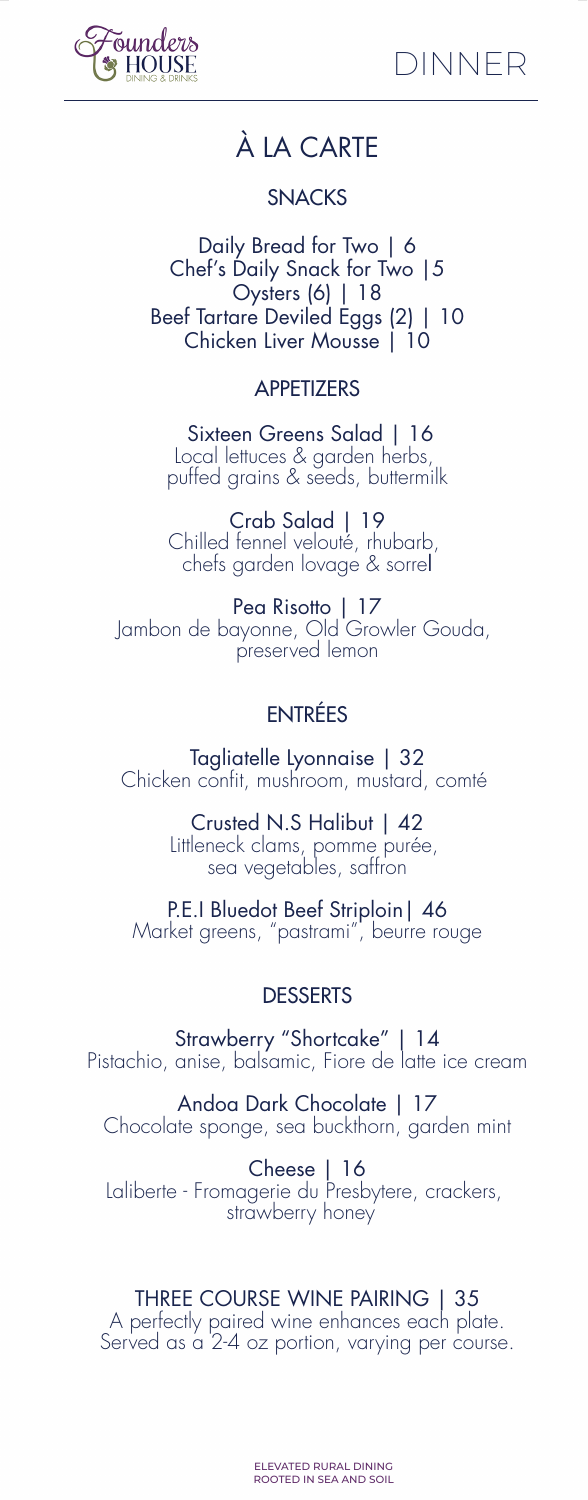# DINNER

## À LA CARTE

### SNACKS

Daily Bread for Two | 6
Chef's Daily Snack for Two |5
Oysters (6) | 18
Beef Tartare Deviled Eggs (2) | 10
Chicken Liver Mousse | 10

### APPETIZERS

Sixteen Greens Salad | 16
Local lettuces & garden herbs, puffed grains & seeds, buttermilk

Crab Salad | 19
Chilled fennel velouté, rhubarb, chefs garden lovage & sorrel

Pea Risotto | 17
Jambon de bayonne, Old Growler Gouda, preserved lemon

### ENTRÉES

Tagliatelle Lyonnaise | 32
Chicken confit, mushroom, mustard, comté

Crusted N.S Halibut | 42
Littleneck clams, pomme purée, sea vegetables, saffron

P.E.I Bluedot Beef Striploin| 46
Market greens, "pastrami", beurre rouge

### DESSERTS

Strawberry "Shortcake" | 14
Pistachio, anise, balsamic, Fiore de latte ice cream

Andoa Dark Chocolate | 17
Chocolate sponge, sea buckthorn, garden mint

Cheese | 16
Laliberte - Fromagerie du Presbytere, crackers, strawberry honey

### THREE COURSE WINE PAIRING | 35

A perfectly paired wine enhances each plate. Served as a 2-4 oz portion, varying per course.

ELEVATED RURAL DINING
ROOTED IN SEA AND SOIL